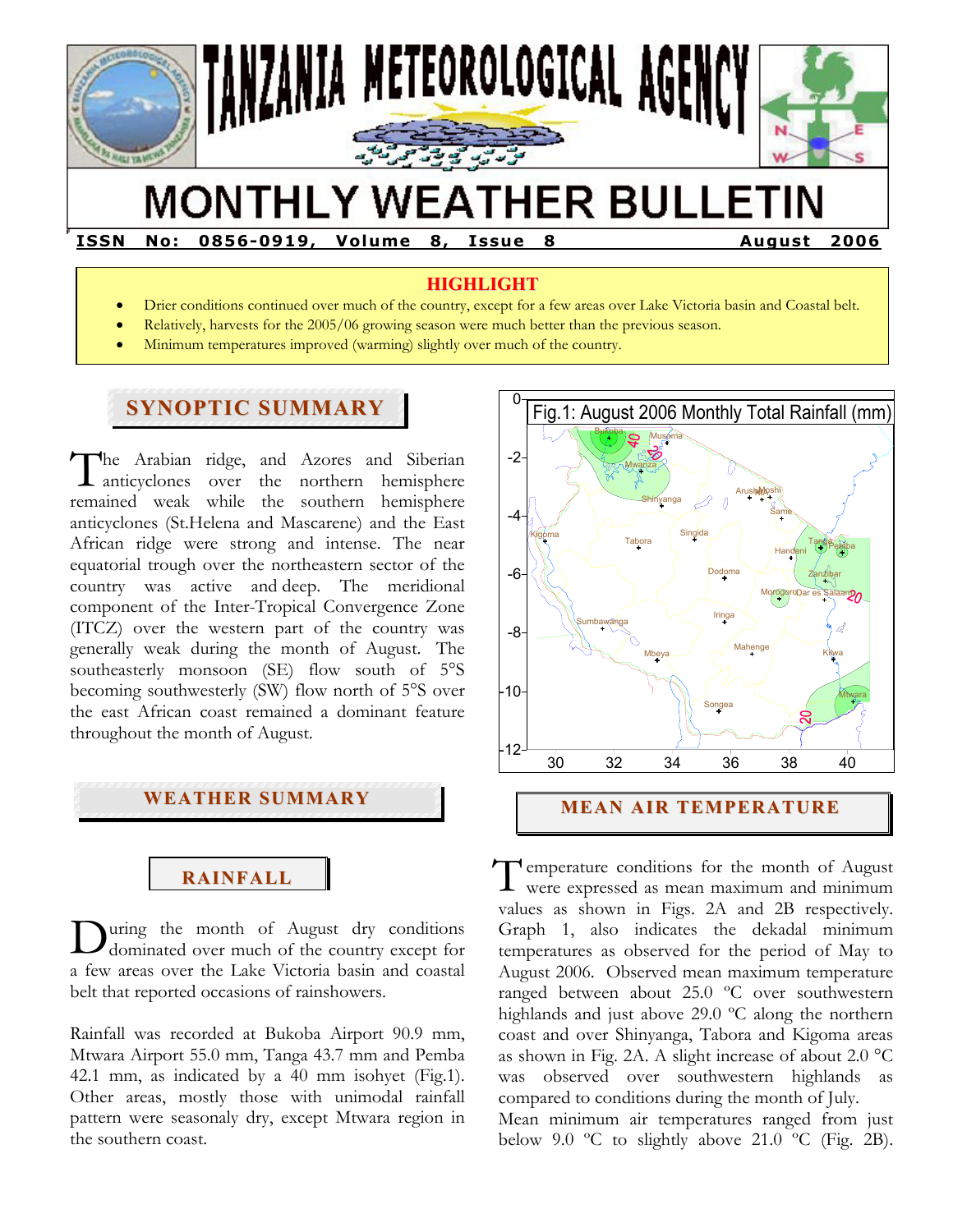# TANZANIA METEOROLOGICAL AGENCY

# MONTHLY WEATHER BULLETIN

**ISSN No: 0856-0919, Volume 8, Issue 8 August 2006**

## HIGHLIGHT

- Drier conditions continued over much of the country, except for a few areas over Lake Victoria basin and Coastal belt.
- Relatively, harvests for the 2005/06 growing season were much better than the previous season.
- Minimum temperatures improved (warming) slightly over much of the country.

## SYNOPTIC SUMMARY

The Arabian ridge, and Azores and Siberian anticyclones over the northern hemisphere remained weak while the southern hemisphere anticyclones (St.Helena and Mascarene) and the East African ridge were strong and intense. The near equatorial trough over the northeastern sector of the country was active and deep. The meridional component of the Inter-Tropical Convergence Zone (ITCZ) over the western part of the country was generally weak during the month of August. The southeasterly monsoon (SE) flow south of 5°S becoming southwesterly (SW) flow north of 5°S over the east African coast remained a dominant feature throughout the month of August.

## WEATHER SUMMARY

### RAINFALL

During the month of August dry conditions dominated over much of the country except for a few areas over the Lake Victoria basin and coastal belt that reported occasions of rainshowers.

Rainfall was recorded at Bukoba Airport 90.9 mm, Mtwara Airport 55.0 mm, Tanga 43.7 mm and Pemba 42.1 mm, as indicated by a 40 mm isohyet (Fig.1). Other areas, mostly those with unimodal rainfall pattern were seasonaly dry, except Mtwara region in the southern coast.

Fig.1: August 2006 Monthly Total Rainfall (mm)

## MEAN AIR TEMPERATURE

Temperature conditions for the month of August were expressed as mean maximum and minimum values as shown in Figs. 2A and 2B respectively. Graph 1, also indicates the dekadal minimum temperatures as observed for the period of May to August 2006. Observed mean maximum temperature ranged between about 25.0 ºC over southwestern highlands and just above 29.0 ºC along the northern coast and over Shinyanga, Tabora and Kigoma areas as shown in Fig. 2A. A slight increase of about 2.0 °C was observed over southwestern highlands as compared to conditions during the month of July.

Mean minimum air temperatures ranged from just below 9.0 ºC to slightly above 21.0 ºC (Fig. 2B).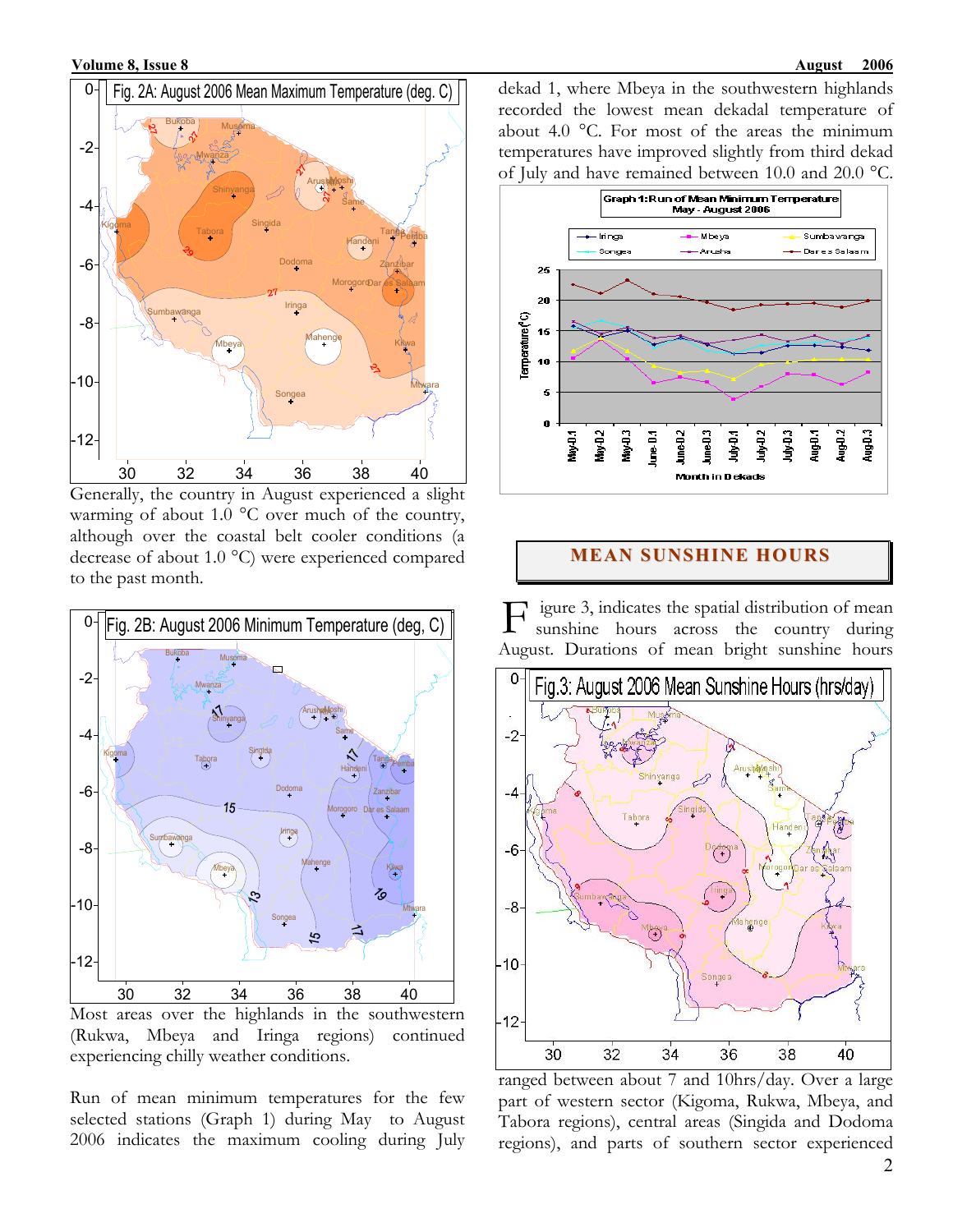Fig. 2A: August 2006 Mean Maximum Temperature (deg. C)

Generally, the country in August experienced a slight warming of about 1.0 °C over much of the country, although over the coastal belt cooler conditions (a decrease of about 1.0 °C) were experienced compared to the past month.

Fig. 2B: August 2006 Minimum Temperature (deg, C)

Most areas over the highlands in the southwestern (Rukwa, Mbeya and Iringa regions) continued experiencing chilly weather conditions.

Run of mean minimum temperatures for the few selected stations (Graph 1) during May to August 2006 indicates the maximum cooling during July dekad 1, where Mbeya in the southwestern highlands recorded the lowest mean dekadal temperature of about 4.0 °C. For most of the areas the minimum temperatures have improved slightly from third dekad of July and have remained between 10.0 and 20.0 °C.

Graph 1: Run of Mean Minimum Temperature May - August 2006

## MEAN SUNSHINE HOURS

Figure 3, indicates the spatial distribution of mean sunshine hours across the country during August. Durations of mean bright sunshine hours ranged between about 7 and 10hrs/day. Over a large part of western sector (Kigoma, Rukwa, Mbeya, and Tabora regions), central areas (Singida and Dodoma regions), and parts of southern sector experienced

Fig.3: August 2006 Mean Sunshine Hours (hrs/day)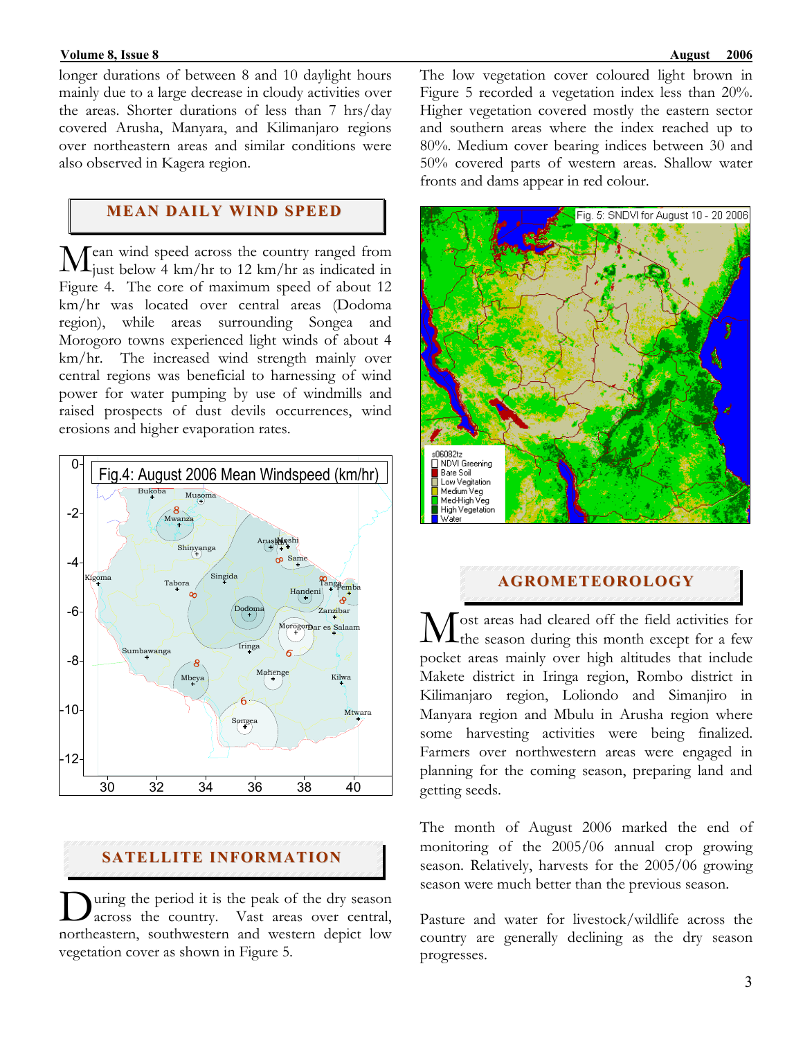longer durations of between 8 and 10 daylight hours mainly due to a large decrease in cloudy activities over the areas. Shorter durations of less than 7 hrs/day covered Arusha, Manyara, and Kilimanjaro regions over northeastern areas and similar conditions were also observed in Kagera region.

## MEAN DAILY WIND SPEED

Mean wind speed across the country ranged from just below 4 km/hr to 12 km/hr as indicated in Figure 4. The core of maximum speed of about 12 km/hr was located over central areas (Dodoma region), while areas surrounding Songea and Morogoro towns experienced light winds of about 4 km/hr. The increased wind strength mainly over central regions was beneficial to harnessing of wind power for water pumping by use of windmills and raised prospects of dust devils occurrences, wind erosions and higher evaporation rates.

Fig.4: August 2006 Mean Windspeed (km/hr)

## SATELLITE INFORMATION

During the period it is the peak of the dry season across the country. Vast areas over central, northeastern, southwestern and western depict low vegetation cover as shown in Figure 5.

The low vegetation cover coloured light brown in Figure 5 recorded a vegetation index less than 20%. Higher vegetation covered mostly the eastern sector and southern areas where the index reached up to 80%. Medium cover bearing indices between 30 and 50% covered parts of western areas. Shallow water fronts and dams appear in red colour.

Fig. 5: SNDVI for August 10 - 20 2006

## AGROMETEOROLOGY

Most areas had cleared off the field activities for the season during this month except for a few pocket areas mainly over high altitudes that include Makete district in Iringa region, Rombo district in Kilimanjaro region, Loliondo and Simanjiro in Manyara region and Mbulu in Arusha region where some harvesting activities were being finalized. Farmers over northwestern areas were engaged in planning for the coming season, preparing land and getting seeds.

The month of August 2006 marked the end of monitoring of the 2005/06 annual crop growing season. Relatively, harvests for the 2005/06 growing season were much better than the previous season.

Pasture and water for livestock/wildlife across the country are generally declining as the dry season progresses.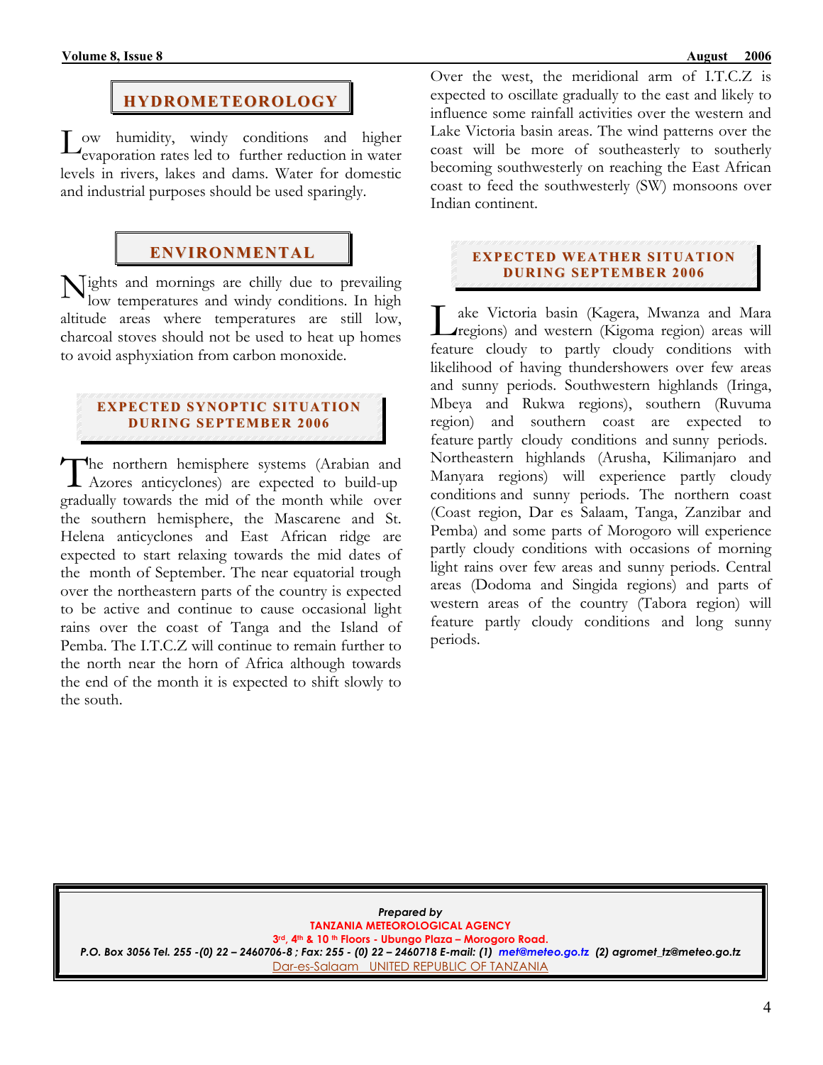## HYDROMETEOROLOGY

Low humidity, windy conditions and higher evaporation rates led to further reduction in water levels in rivers, lakes and dams. Water for domestic and industrial purposes should be used sparingly.

## ENVIRONMENTAL

Nights and mornings are chilly due to prevailing low temperatures and windy conditions. In high altitude areas where temperatures are still low, charcoal stoves should not be used to heat up homes to avoid asphyxiation from carbon monoxide.

## EXPECTED SYNOPTIC SITUATION DURING SEPTEMBER 2006

The northern hemisphere systems (Arabian and Azores anticyclones) are expected to build-up gradually towards the mid of the month while over the southern hemisphere, the Mascarene and St. Helena anticyclones and East African ridge are expected to start relaxing towards the mid dates of the month of September. The near equatorial trough over the northeastern parts of the country is expected to be active and continue to cause occasional light rains over the coast of Tanga and the Island of Pemba. The I.T.C.Z will continue to remain further to the north near the horn of Africa although towards the end of the month it is expected to shift slowly to the south.

Over the west, the meridional arm of I.T.C.Z is expected to oscillate gradually to the east and likely to influence some rainfall activities over the western and Lake Victoria basin areas. The wind patterns over the coast will be more of southeasterly to southerly becoming southwesterly on reaching the East African coast to feed the southwesterly (SW) monsoons over Indian continent.

## EXPECTED WEATHER SITUATION DURING SEPTEMBER 2006

Lake Victoria basin (Kagera, Mwanza and Mara regions) and western (Kigoma region) areas will feature cloudy to partly cloudy conditions with likelihood of having thundershowers over few areas and sunny periods. Southwestern highlands (Iringa, Mbeya and Rukwa regions), southern (Ruvuma region) and southern coast are expected to feature partly cloudy conditions and sunny periods. Northeastern highlands (Arusha, Kilimanjaro and Manyara regions) will experience partly cloudy conditions and sunny periods. The northern coast (Coast region, Dar es Salaam, Tanga, Zanzibar and Pemba) and some parts of Morogoro will experience partly cloudy conditions with occasions of morning light rains over few areas and sunny periods. Central areas (Dodoma and Singida regions) and parts of western areas of the country (Tabora region) will feature partly cloudy conditions and long sunny periods.

*Prepared by*
**TANZANIA METEOROLOGICAL AGENCY**
**3rd, 4th & 10 th Floors - Ubungo Plaza – Morogoro Road.**
*P.O. Box 3056 Tel. 255 -(0) 22 – 2460706-8 ; Fax: 255 - (0) 22 – 2460718 E-mail: (1) met@meteo.go.tz (2) agromet_tz@meteo.go.tz*
Dar-es-Salaam UNITED REPUBLIC OF TANZANIA